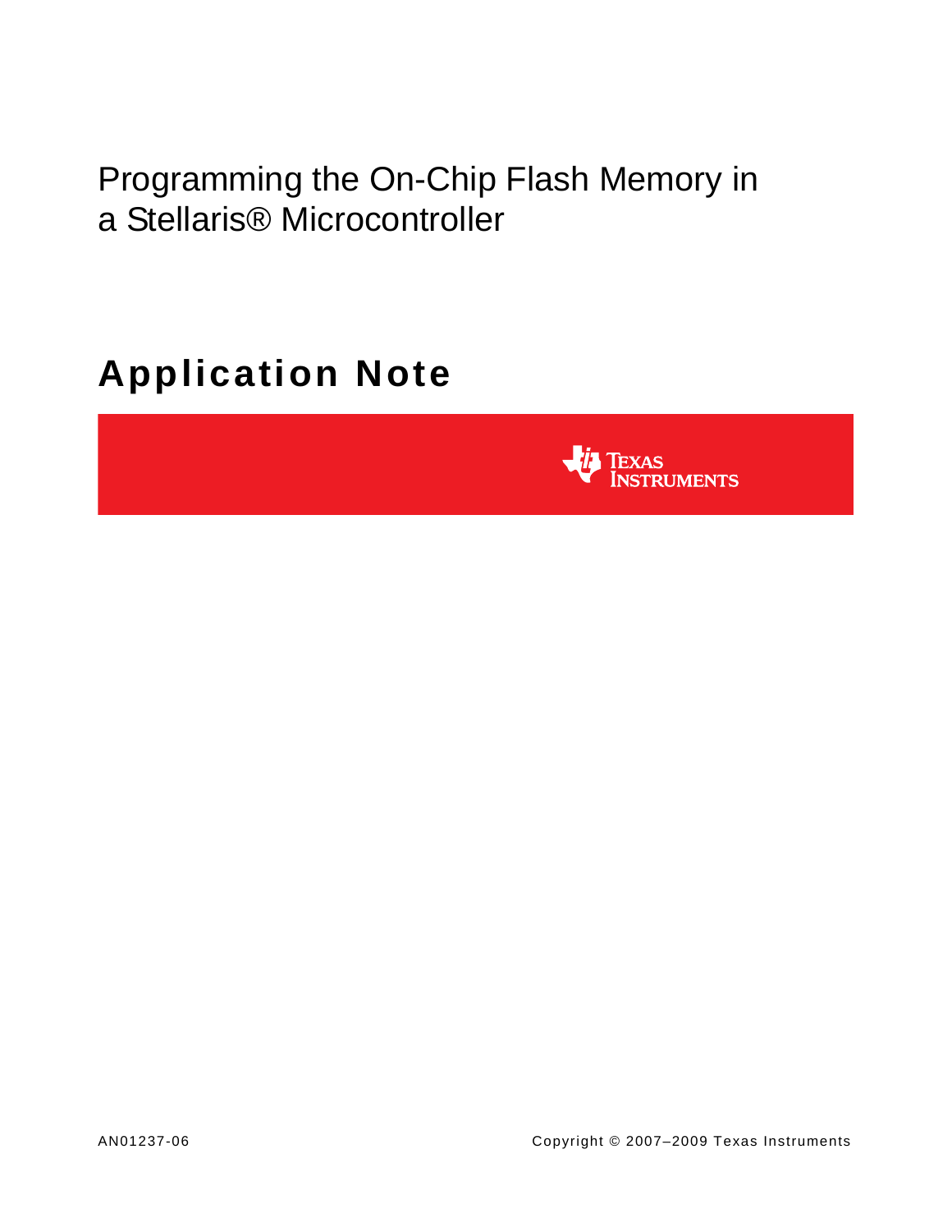# Programming the On-Chip Flash Memory in a Stellaris® Microcontroller

## Application Note

Texas Instruments

AN01237-06

Copyright © 2007–2009 Texas Instruments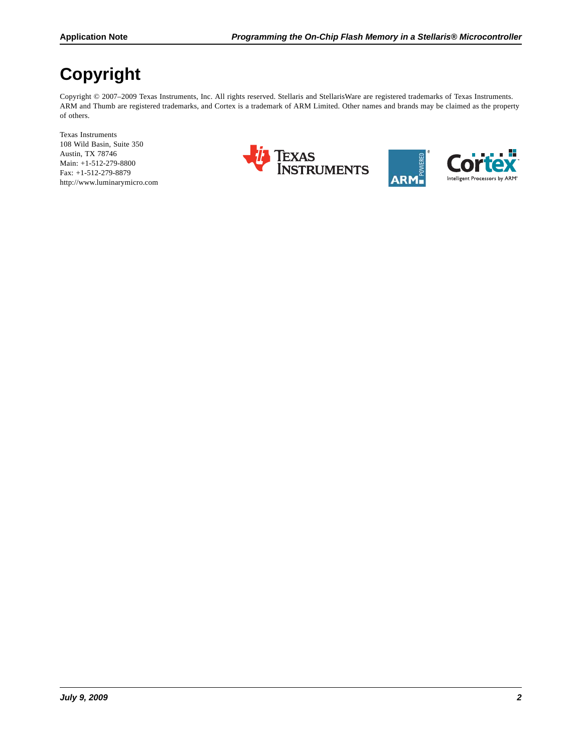# Copyright

Copyright © 2007–2009 Texas Instruments, Inc. All rights reserved. Stellaris and StellarisWare are registered trademarks of Texas Instruments. ARM and Thumb are registered trademarks, and Cortex is a trademark of ARM Limited. Other names and brands may be claimed as the property of others.

Texas Instruments
108 Wild Basin, Suite 350
Austin, TX 78746
Main: +1-512-279-8800
Fax: +1-512-279-8879
http://www.luminarymicro.com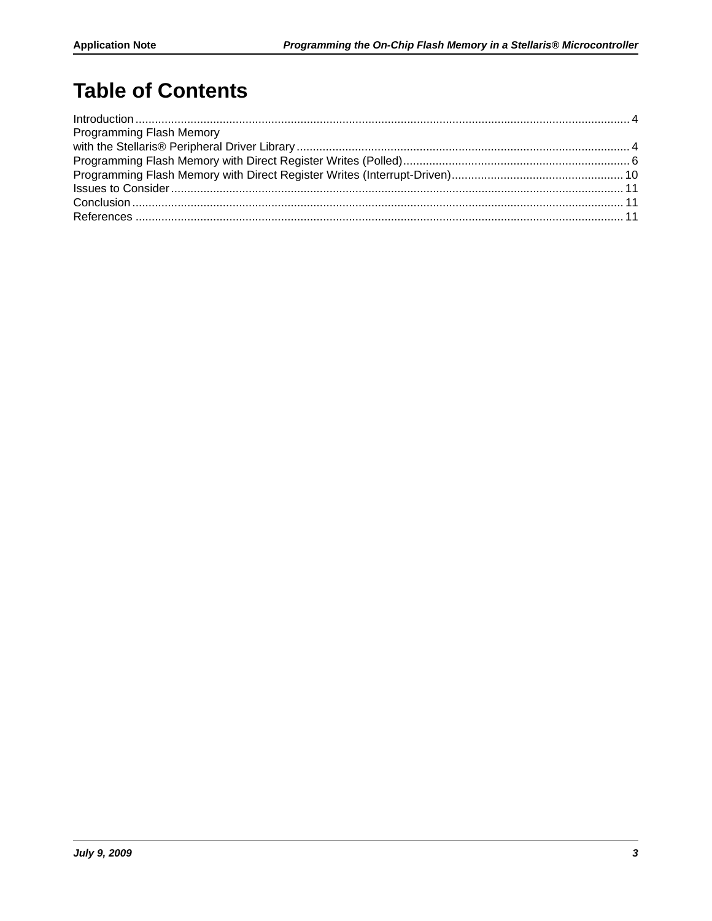# Table of Contents

Introduction ........................................................................................................................................................ 4
Programming Flash Memory
with the Stellaris® Peripheral Driver Library ...................................................................................................... 4
Programming Flash Memory with Direct Register Writes (Polled)...................................................................... 6
Programming Flash Memory with Direct Register Writes (Interrupt-Driven)..................................................... 10
Issues to Consider ........................................................................................................................................... 11
Conclusion ....................................................................................................................................................... 11
References ...................................................................................................................................................... 11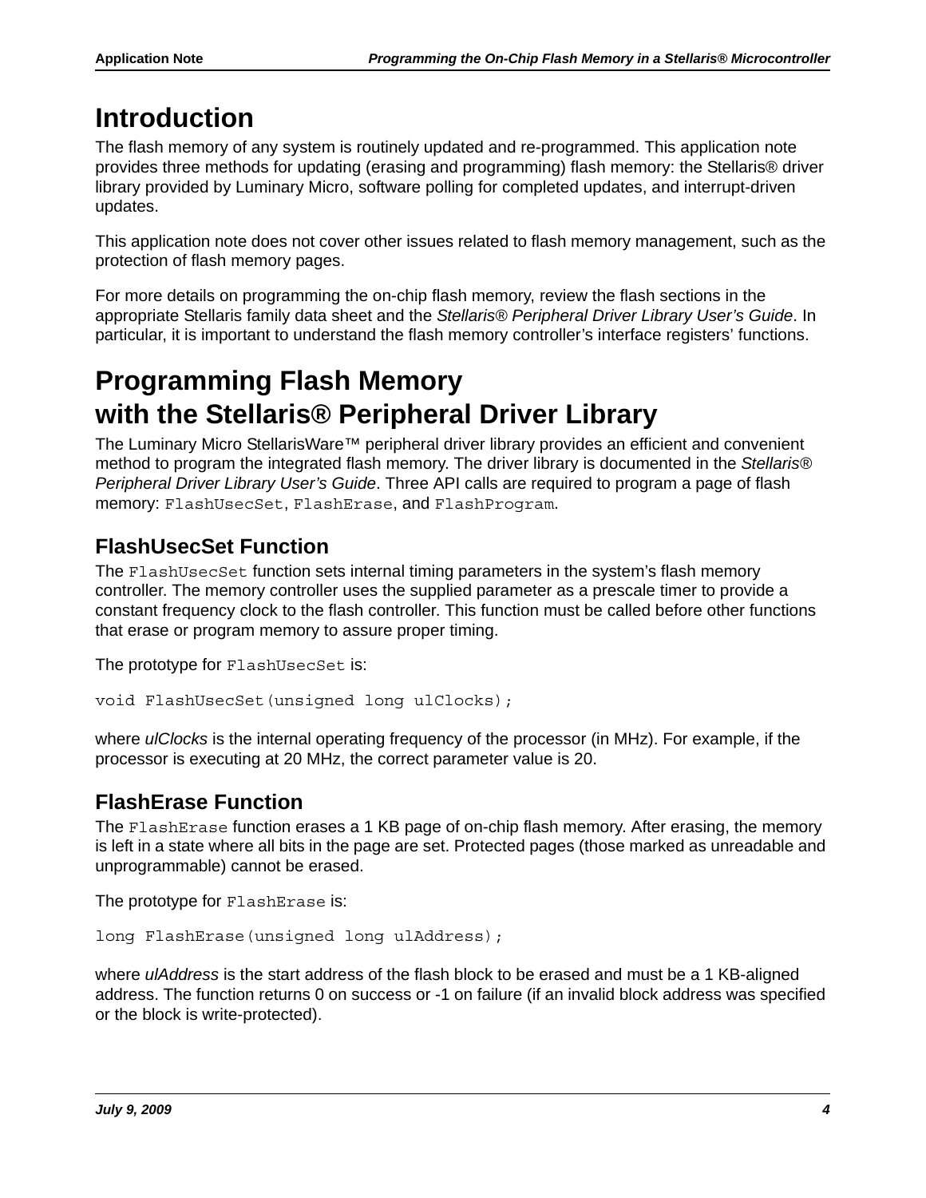# Introduction

The flash memory of any system is routinely updated and re-programmed. This application note provides three methods for updating (erasing and programming) flash memory: the Stellaris® driver library provided by Luminary Micro, software polling for completed updates, and interrupt-driven updates.

This application note does not cover other issues related to flash memory management, such as the protection of flash memory pages.

For more details on programming the on-chip flash memory, review the flash sections in the appropriate Stellaris family data sheet and the *Stellaris® Peripheral Driver Library User's Guide*. In particular, it is important to understand the flash memory controller's interface registers' functions.

# Programming Flash Memory with the Stellaris® Peripheral Driver Library

The Luminary Micro StellarisWare™ peripheral driver library provides an efficient and convenient method to program the integrated flash memory. The driver library is documented in the *Stellaris® Peripheral Driver Library User's Guide*. Three API calls are required to program a page of flash memory: `FlashUsecSet`, `FlashErase`, and `FlashProgram`.

## FlashUsecSet Function

The `FlashUsecSet` function sets internal timing parameters in the system's flash memory controller. The memory controller uses the supplied parameter as a prescale timer to provide a constant frequency clock to the flash controller. This function must be called before other functions that erase or program memory to assure proper timing.

The prototype for `FlashUsecSet` is:

```
void FlashUsecSet(unsigned long ulClocks);
```

where *ulClocks* is the internal operating frequency of the processor (in MHz). For example, if the processor is executing at 20 MHz, the correct parameter value is 20.

## FlashErase Function

The `FlashErase` function erases a 1 KB page of on-chip flash memory. After erasing, the memory is left in a state where all bits in the page are set. Protected pages (those marked as unreadable and unprogrammable) cannot be erased.

The prototype for `FlashErase` is:

```
long FlashErase(unsigned long ulAddress);
```

where *ulAddress* is the start address of the flash block to be erased and must be a 1 KB-aligned address. The function returns 0 on success or -1 on failure (if an invalid block address was specified or the block is write-protected).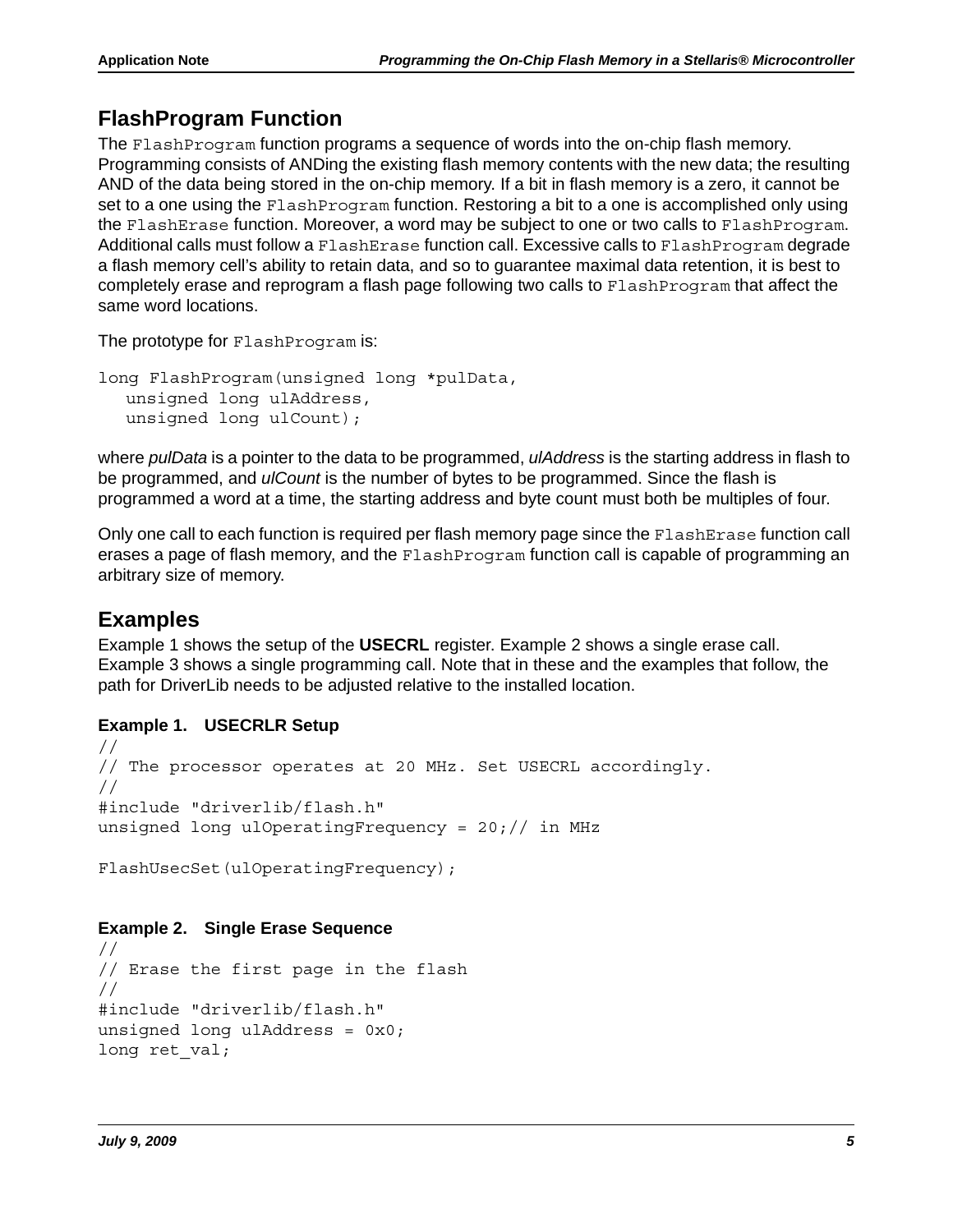## FlashProgram Function

The `FlashProgram` function programs a sequence of words into the on-chip flash memory. Programming consists of ANDing the existing flash memory contents with the new data; the resulting AND of the data being stored in the on-chip memory. If a bit in flash memory is a zero, it cannot be set to a one using the `FlashProgram` function. Restoring a bit to a one is accomplished only using the `FlashErase` function. Moreover, a word may be subject to one or two calls to `FlashProgram`. Additional calls must follow a `FlashErase` function call. Excessive calls to `FlashProgram` degrade a flash memory cell's ability to retain data, and so to guarantee maximal data retention, it is best to completely erase and reprogram a flash page following two calls to `FlashProgram` that affect the same word locations.

The prototype for `FlashProgram` is:

```
long FlashProgram(unsigned long *pulData,
   unsigned long ulAddress,
   unsigned long ulCount);
```

where *pulData* is a pointer to the data to be programmed, *ulAddress* is the starting address in flash to be programmed, and *ulCount* is the number of bytes to be programmed. Since the flash is programmed a word at a time, the starting address and byte count must both be multiples of four.

Only one call to each function is required per flash memory page since the `FlashErase` function call erases a page of flash memory, and the `FlashProgram` function call is capable of programming an arbitrary size of memory.

## Examples

Example 1 shows the setup of the **USECRL** register. Example 2 shows a single erase call. Example 3 shows a single programming call. Note that in these and the examples that follow, the path for DriverLib needs to be adjusted relative to the installed location.

**Example 1. USECRLR Setup**

```
//
// The processor operates at 20 MHz. Set USECRL accordingly.
//
#include "driverlib/flash.h"
unsigned long ulOperatingFrequency = 20;// in MHz

FlashUsecSet(ulOperatingFrequency);
```

**Example 2. Single Erase Sequence**

```
//
// Erase the first page in the flash
//
#include "driverlib/flash.h"
unsigned long ulAddress = 0x0;
long ret_val;
```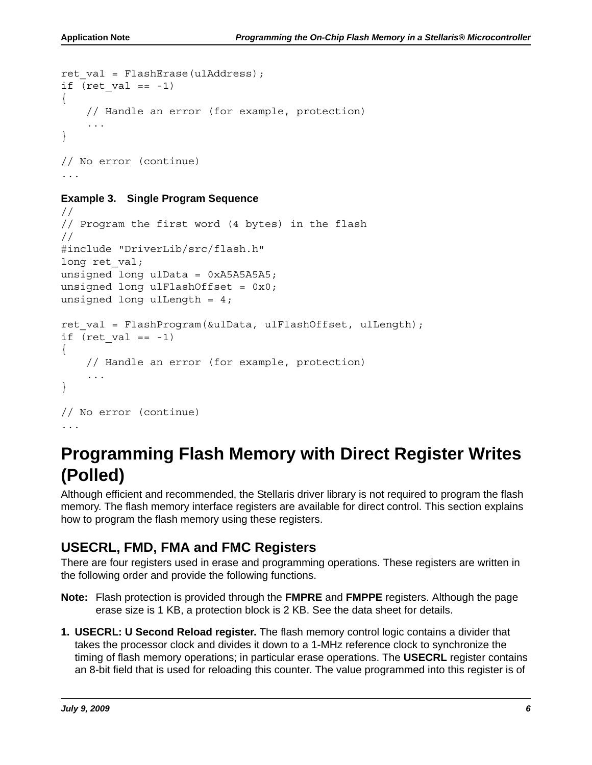```
ret_val = FlashErase(ulAddress);
if (ret_val == -1)
{
    // Handle an error (for example, protection)
    ...
}

// No error (continue)
...
```

**Example 3. Single Program Sequence**

```
//
// Program the first word (4 bytes) in the flash
//
#include "DriverLib/src/flash.h"
long ret_val;
unsigned long ulData = 0xA5A5A5A5;
unsigned long ulFlashOffset = 0x0;
unsigned long ulLength = 4;

ret_val = FlashProgram(&ulData, ulFlashOffset, ulLength);
if (ret_val == -1)
{
    // Handle an error (for example, protection)
    ...
}

// No error (continue)
...
```

# Programming Flash Memory with Direct Register Writes (Polled)

Although efficient and recommended, the Stellaris driver library is not required to program the flash memory. The flash memory interface registers are available for direct control. This section explains how to program the flash memory using these registers.

## USECRL, FMD, FMA and FMC Registers

There are four registers used in erase and programming operations. These registers are written in the following order and provide the following functions.

**Note:** Flash protection is provided through the **FMPRE** and **FMPPE** registers. Although the page erase size is 1 KB, a protection block is 2 KB. See the data sheet for details.

1. **USECRL: U Second Reload register.** The flash memory control logic contains a divider that takes the processor clock and divides it down to a 1-MHz reference clock to synchronize the timing of flash memory operations; in particular erase operations. The **USECRL** register contains an 8-bit field that is used for reloading this counter. The value programmed into this register is of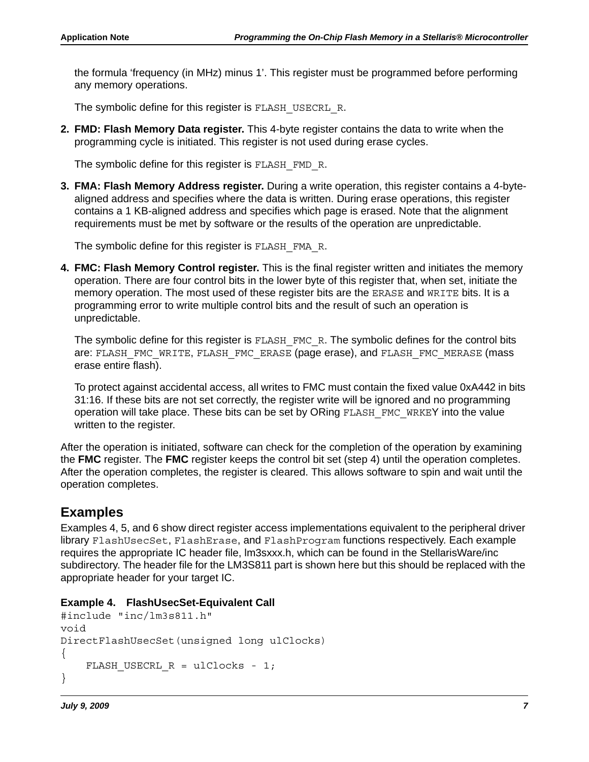the formula 'frequency (in MHz) minus 1'. This register must be programmed before performing any memory operations.

The symbolic define for this register is `FLASH_USECRL_R`.

2. **FMD: Flash Memory Data register.** This 4-byte register contains the data to write when the programming cycle is initiated. This register is not used during erase cycles.

   The symbolic define for this register is `FLASH_FMD_R`.

3. **FMA: Flash Memory Address register.** During a write operation, this register contains a 4-byte-aligned address and specifies where the data is written. During erase operations, this register contains a 1 KB-aligned address and specifies which page is erased. Note that the alignment requirements must be met by software or the results of the operation are unpredictable.

   The symbolic define for this register is `FLASH_FMA_R`.

4. **FMC: Flash Memory Control register.** This is the final register written and initiates the memory operation. There are four control bits in the lower byte of this register that, when set, initiate the memory operation. The most used of these register bits are the `ERASE` and `WRITE` bits. It is a programming error to write multiple control bits and the result of such an operation is unpredictable.

   The symbolic define for this register is `FLASH_FMC_R`. The symbolic defines for the control bits are: `FLASH_FMC_WRITE`, `FLASH_FMC_ERASE` (page erase), and `FLASH_FMC_MERASE` (mass erase entire flash).

   To protect against accidental access, all writes to FMC must contain the fixed value 0xA442 in bits 31:16. If these bits are not set correctly, the register write will be ignored and no programming operation will take place. These bits can be set by ORing `FLASH_FMC_WRKEY` into the value written to the register.

After the operation is initiated, software can check for the completion of the operation by examining the **FMC** register. The **FMC** register keeps the control bit set (step 4) until the operation completes. After the operation completes, the register is cleared. This allows software to spin and wait until the operation completes.

## Examples

Examples 4, 5, and 6 show direct register access implementations equivalent to the peripheral driver library `FlashUsecSet`, `FlashErase`, and `FlashProgram` functions respectively. Each example requires the appropriate IC header file, lm3sxxx.h, which can be found in the StellarisWare/inc subdirectory. The header file for the LM3S811 part is shown here but this should be replaced with the appropriate header for your target IC.

**Example 4. FlashUsecSet-Equivalent Call**

```
#include "inc/lm3s811.h"
void
DirectFlashUsecSet(unsigned long ulClocks)
{
    FLASH_USECRL_R = ulClocks - 1;
}
```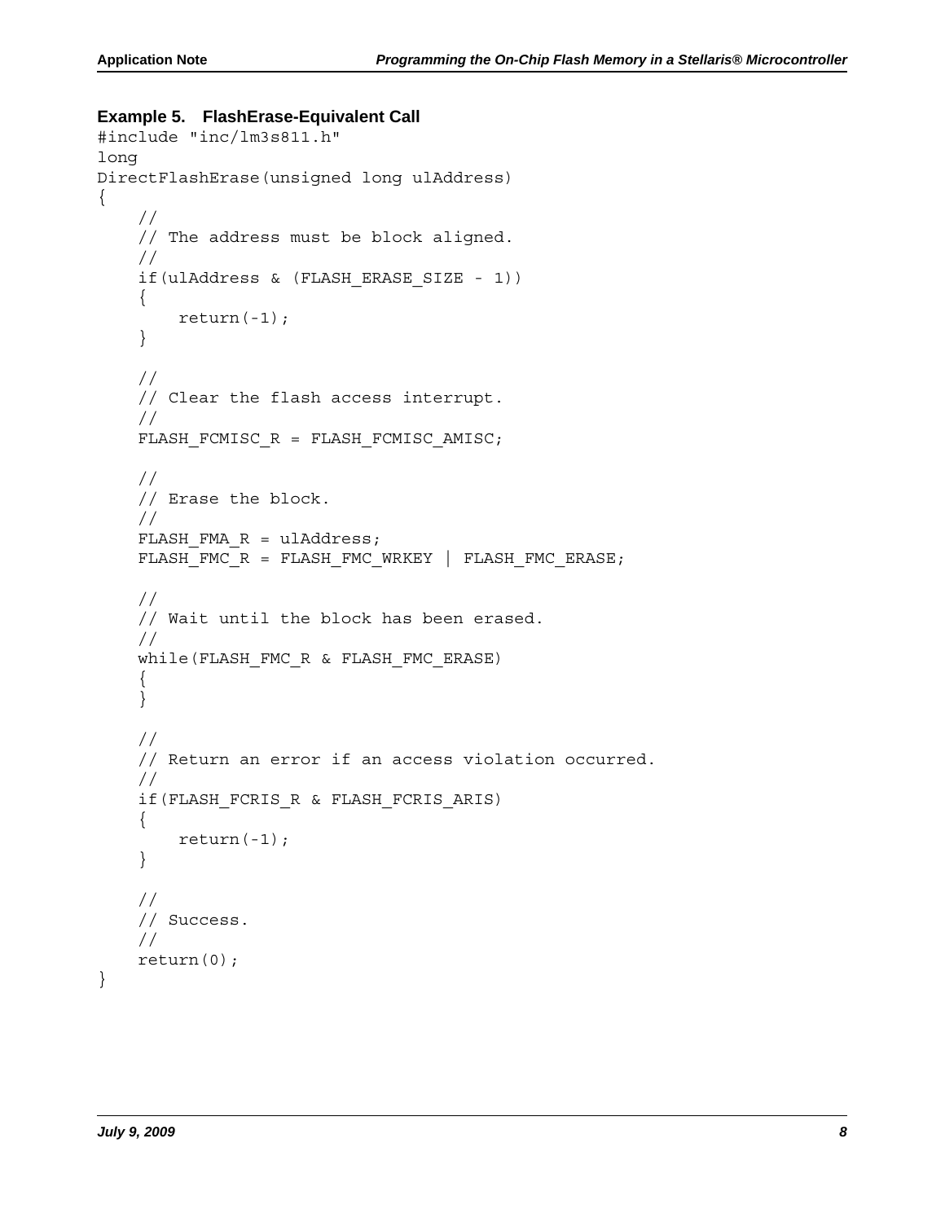**Example 5. FlashErase-Equivalent Call**

```
#include "inc/lm3s811.h"
long
DirectFlashErase(unsigned long ulAddress)
{
    //
    // The address must be block aligned.
    //
    if(ulAddress & (FLASH_ERASE_SIZE - 1))
    {
        return(-1);
    }

    //
    // Clear the flash access interrupt.
    //
    FLASH_FCMISC_R = FLASH_FCMISC_AMISC;

    //
    // Erase the block.
    //
    FLASH_FMA_R = ulAddress;
    FLASH_FMC_R = FLASH_FMC_WRKEY | FLASH_FMC_ERASE;

    //
    // Wait until the block has been erased.
    //
    while(FLASH_FMC_R & FLASH_FMC_ERASE)
    {
    }

    //
    // Return an error if an access violation occurred.
    //
    if(FLASH_FCRIS_R & FLASH_FCRIS_ARIS)
    {
        return(-1);
    }

    //
    // Success.
    //
    return(0);
}
```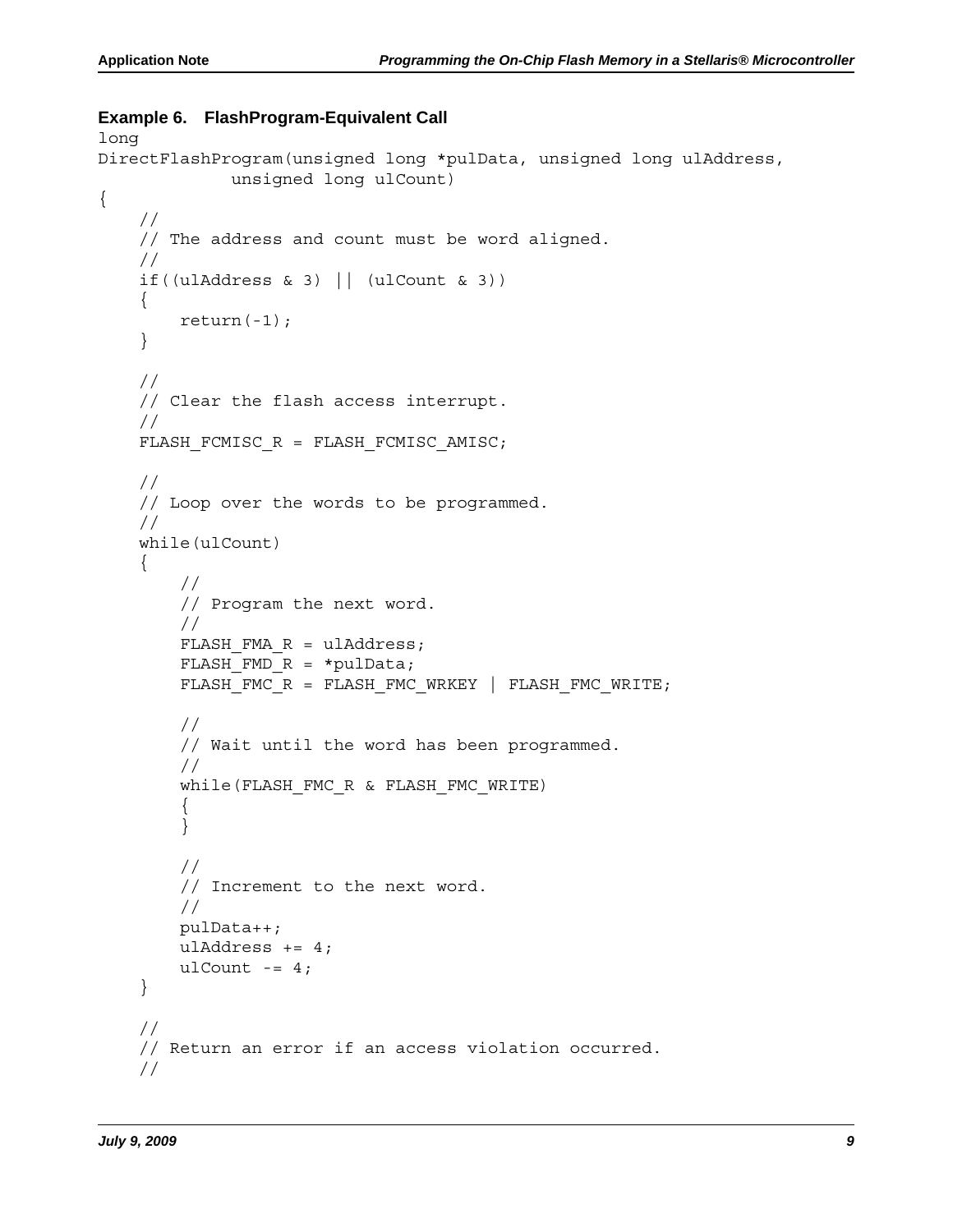**Example 6. FlashProgram-Equivalent Call**

```
long
DirectFlashProgram(unsigned long *pulData, unsigned long ulAddress,
             unsigned long ulCount)
{
    //
    // The address and count must be word aligned.
    //
    if((ulAddress & 3) || (ulCount & 3))
    {
        return(-1);
    }

    //
    // Clear the flash access interrupt.
    //
    FLASH_FCMISC_R = FLASH_FCMISC_AMISC;

    //
    // Loop over the words to be programmed.
    //
    while(ulCount)
    {
        //
        // Program the next word.
        //
        FLASH_FMA_R = ulAddress;
        FLASH_FMD_R = *pulData;
        FLASH_FMC_R = FLASH_FMC_WRKEY | FLASH_FMC_WRITE;

        //
        // Wait until the word has been programmed.
        //
        while(FLASH_FMC_R & FLASH_FMC_WRITE)
        {
        }

        //
        // Increment to the next word.
        //
        pulData++;
        ulAddress += 4;
        ulCount -= 4;
    }

    //
    // Return an error if an access violation occurred.
    //
```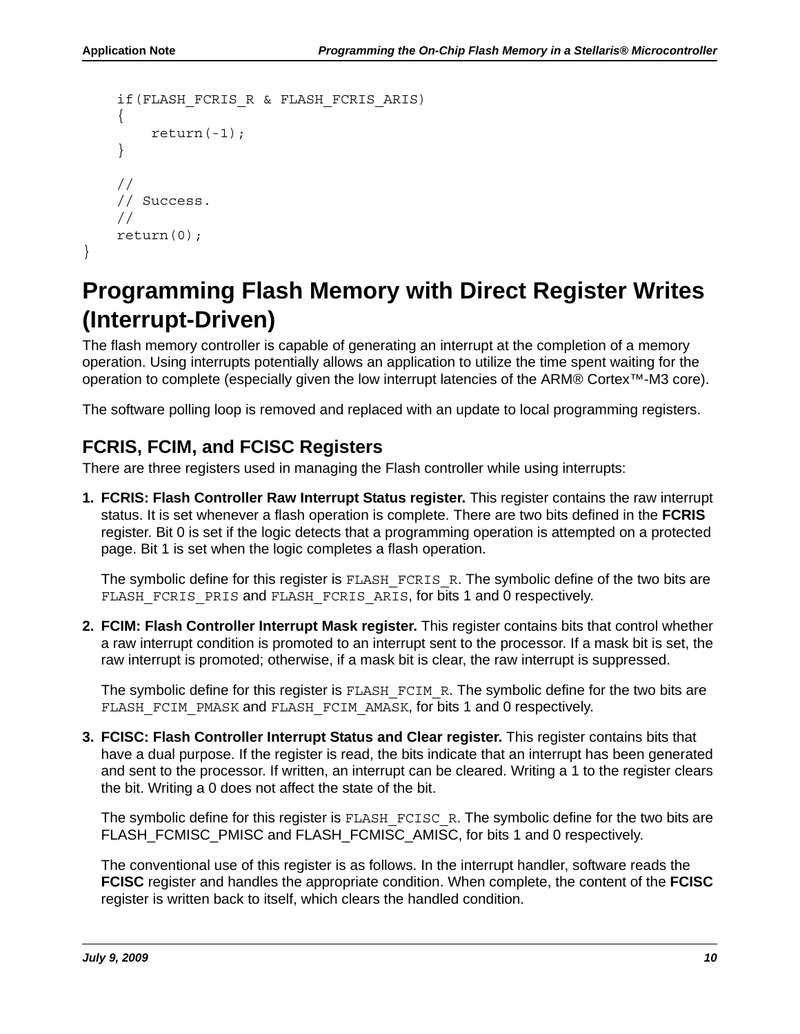```
    if(FLASH_FCRIS_R & FLASH_FCRIS_ARIS)
    {
        return(-1);
    }

    //
    // Success.
    //
    return(0);
}
```

# Programming Flash Memory with Direct Register Writes (Interrupt-Driven)

The flash memory controller is capable of generating an interrupt at the completion of a memory operation. Using interrupts potentially allows an application to utilize the time spent waiting for the operation to complete (especially given the low interrupt latencies of the ARM® Cortex™-M3 core).

The software polling loop is removed and replaced with an update to local programming registers.

## FCRIS, FCIM, and FCISC Registers

There are three registers used in managing the Flash controller while using interrupts:

1. **FCRIS: Flash Controller Raw Interrupt Status register.** This register contains the raw interrupt status. It is set whenever a flash operation is complete. There are two bits defined in the **FCRIS** register. Bit 0 is set if the logic detects that a programming operation is attempted on a protected page. Bit 1 is set when the logic completes a flash operation.

   The symbolic define for this register is `FLASH_FCRIS_R`. The symbolic define of the two bits are `FLASH_FCRIS_PRIS` and `FLASH_FCRIS_ARIS`, for bits 1 and 0 respectively.

2. **FCIM: Flash Controller Interrupt Mask register.** This register contains bits that control whether a raw interrupt condition is promoted to an interrupt sent to the processor. If a mask bit is set, the raw interrupt is promoted; otherwise, if a mask bit is clear, the raw interrupt is suppressed.

   The symbolic define for this register is `FLASH_FCIM_R`. The symbolic define for the two bits are `FLASH_FCIM_PMASK` and `FLASH_FCIM_AMASK`, for bits 1 and 0 respectively.

3. **FCISC: Flash Controller Interrupt Status and Clear register.** This register contains bits that have a dual purpose. If the register is read, the bits indicate that an interrupt has been generated and sent to the processor. If written, an interrupt can be cleared. Writing a 1 to the register clears the bit. Writing a 0 does not affect the state of the bit.

   The symbolic define for this register is `FLASH_FCISC_R`. The symbolic define for the two bits are FLASH_FCMISC_PMISC and FLASH_FCMISC_AMISC, for bits 1 and 0 respectively.

   The conventional use of this register is as follows. In the interrupt handler, software reads the **FCISC** register and handles the appropriate condition. When complete, the content of the **FCISC** register is written back to itself, which clears the handled condition.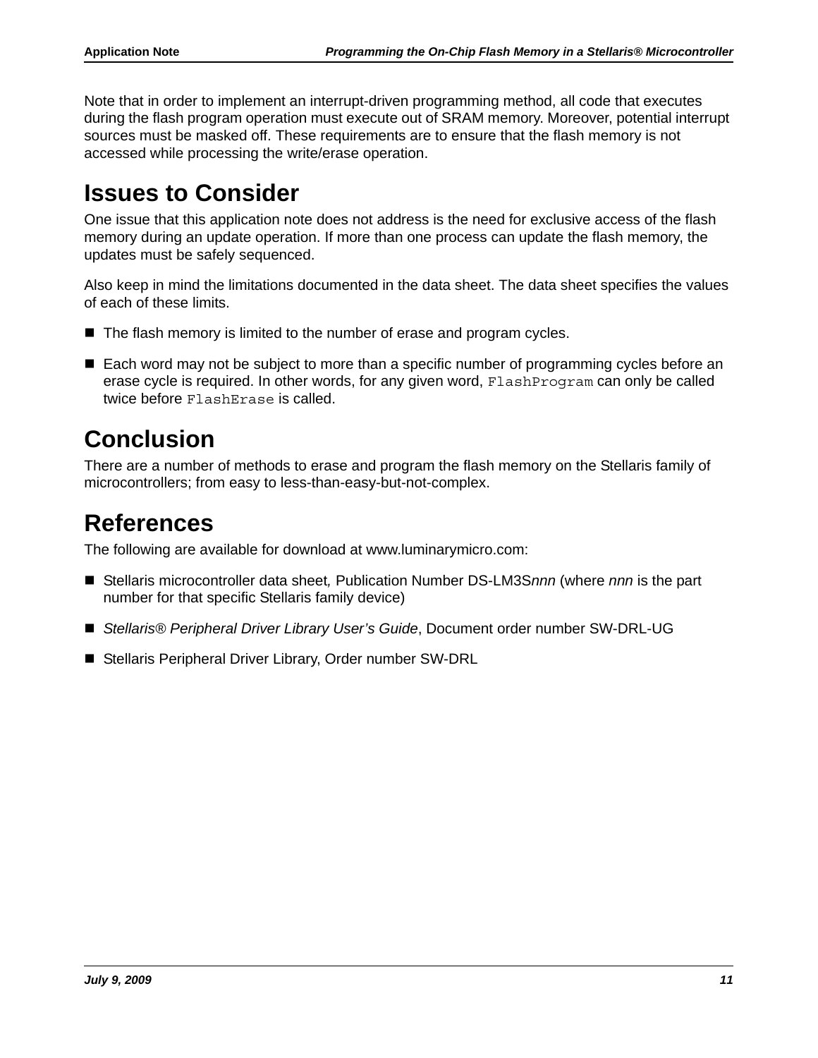Note that in order to implement an interrupt-driven programming method, all code that executes during the flash program operation must execute out of SRAM memory. Moreover, potential interrupt sources must be masked off. These requirements are to ensure that the flash memory is not accessed while processing the write/erase operation.

# Issues to Consider

One issue that this application note does not address is the need for exclusive access of the flash memory during an update operation. If more than one process can update the flash memory, the updates must be safely sequenced.

Also keep in mind the limitations documented in the data sheet. The data sheet specifies the values of each of these limits.

- The flash memory is limited to the number of erase and program cycles.
- Each word may not be subject to more than a specific number of programming cycles before an erase cycle is required. In other words, for any given word, `FlashProgram` can only be called twice before `FlashErase` is called.

# Conclusion

There are a number of methods to erase and program the flash memory on the Stellaris family of microcontrollers; from easy to less-than-easy-but-not-complex.

# References

The following are available for download at www.luminarymicro.com:

- Stellaris microcontroller data sheet*,* Publication Number DS-LM3S*nnn* (where *nnn* is the part number for that specific Stellaris family device)
- *Stellaris® Peripheral Driver Library User's Guide*, Document order number SW-DRL-UG
- Stellaris Peripheral Driver Library, Order number SW-DRL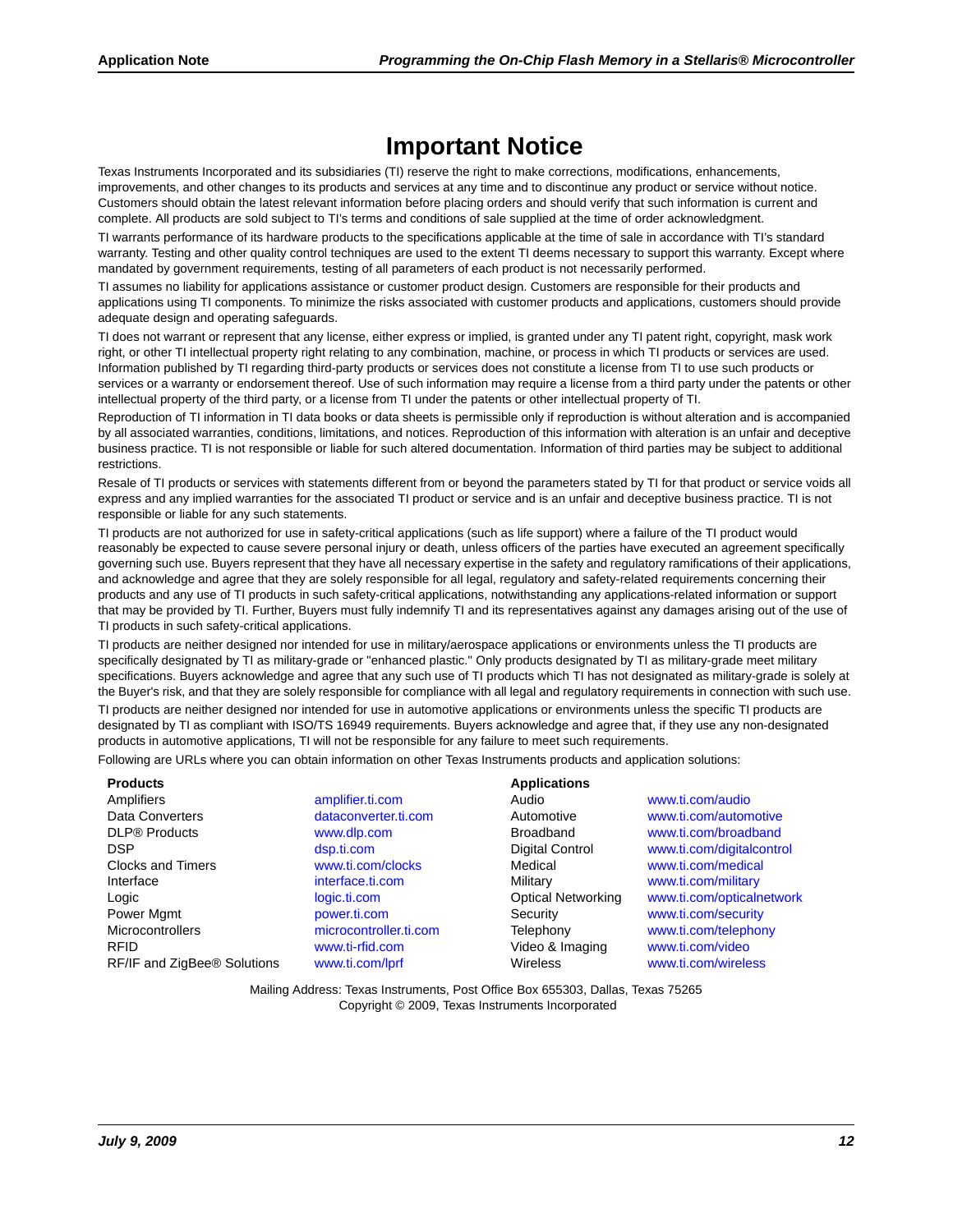# Important Notice

Texas Instruments Incorporated and its subsidiaries (TI) reserve the right to make corrections, modifications, enhancements, improvements, and other changes to its products and services at any time and to discontinue any product or service without notice. Customers should obtain the latest relevant information before placing orders and should verify that such information is current and complete. All products are sold subject to TI's terms and conditions of sale supplied at the time of order acknowledgment.

TI warrants performance of its hardware products to the specifications applicable at the time of sale in accordance with TI's standard warranty. Testing and other quality control techniques are used to the extent TI deems necessary to support this warranty. Except where mandated by government requirements, testing of all parameters of each product is not necessarily performed.

TI assumes no liability for applications assistance or customer product design. Customers are responsible for their products and applications using TI components. To minimize the risks associated with customer products and applications, customers should provide adequate design and operating safeguards.

TI does not warrant or represent that any license, either express or implied, is granted under any TI patent right, copyright, mask work right, or other TI intellectual property right relating to any combination, machine, or process in which TI products or services are used. Information published by TI regarding third-party products or services does not constitute a license from TI to use such products or services or a warranty or endorsement thereof. Use of such information may require a license from a third party under the patents or other intellectual property of the third party, or a license from TI under the patents or other intellectual property of TI.

Reproduction of TI information in TI data books or data sheets is permissible only if reproduction is without alteration and is accompanied by all associated warranties, conditions, limitations, and notices. Reproduction of this information with alteration is an unfair and deceptive business practice. TI is not responsible or liable for such altered documentation. Information of third parties may be subject to additional restrictions.

Resale of TI products or services with statements different from or beyond the parameters stated by TI for that product or service voids all express and any implied warranties for the associated TI product or service and is an unfair and deceptive business practice. TI is not responsible or liable for any such statements.

TI products are not authorized for use in safety-critical applications (such as life support) where a failure of the TI product would reasonably be expected to cause severe personal injury or death, unless officers of the parties have executed an agreement specifically governing such use. Buyers represent that they have all necessary expertise in the safety and regulatory ramifications of their applications, and acknowledge and agree that they are solely responsible for all legal, regulatory and safety-related requirements concerning their products and any use of TI products in such safety-critical applications, notwithstanding any applications-related information or support that may be provided by TI. Further, Buyers must fully indemnify TI and its representatives against any damages arising out of the use of TI products in such safety-critical applications.

TI products are neither designed nor intended for use in military/aerospace applications or environments unless the TI products are specifically designated by TI as military-grade or "enhanced plastic." Only products designated by TI as military-grade meet military specifications. Buyers acknowledge and agree that any such use of TI products which TI has not designated as military-grade is solely at the Buyer's risk, and that they are solely responsible for compliance with all legal and regulatory requirements in connection with such use.

TI products are neither designed nor intended for use in automotive applications or environments unless the specific TI products are designated by TI as compliant with ISO/TS 16949 requirements. Buyers acknowledge and agree that, if they use any non-designated products in automotive applications, TI will not be responsible for any failure to meet such requirements.

Following are URLs where you can obtain information on other Texas Instruments products and application solutions:

| Products | | Applications | |
|---|---|---|---|
| Amplifiers | amplifier.ti.com | Audio | www.ti.com/audio |
| Data Converters | dataconverter.ti.com | Automotive | www.ti.com/automotive |
| DLP® Products | www.dlp.com | Broadband | www.ti.com/broadband |
| DSP | dsp.ti.com | Digital Control | www.ti.com/digitalcontrol |
| Clocks and Timers | www.ti.com/clocks | Medical | www.ti.com/medical |
| Interface | interface.ti.com | Military | www.ti.com/military |
| Logic | logic.ti.com | Optical Networking | www.ti.com/opticalnetwork |
| Power Mgmt | power.ti.com | Security | www.ti.com/security |
| Microcontrollers | microcontroller.ti.com | Telephony | www.ti.com/telephony |
| RFID | www.ti-rfid.com | Video & Imaging | www.ti.com/video |
| RF/IF and ZigBee® Solutions | www.ti.com/lprf | Wireless | www.ti.com/wireless |

Mailing Address: Texas Instruments, Post Office Box 655303, Dallas, Texas 75265
Copyright © 2009, Texas Instruments Incorporated